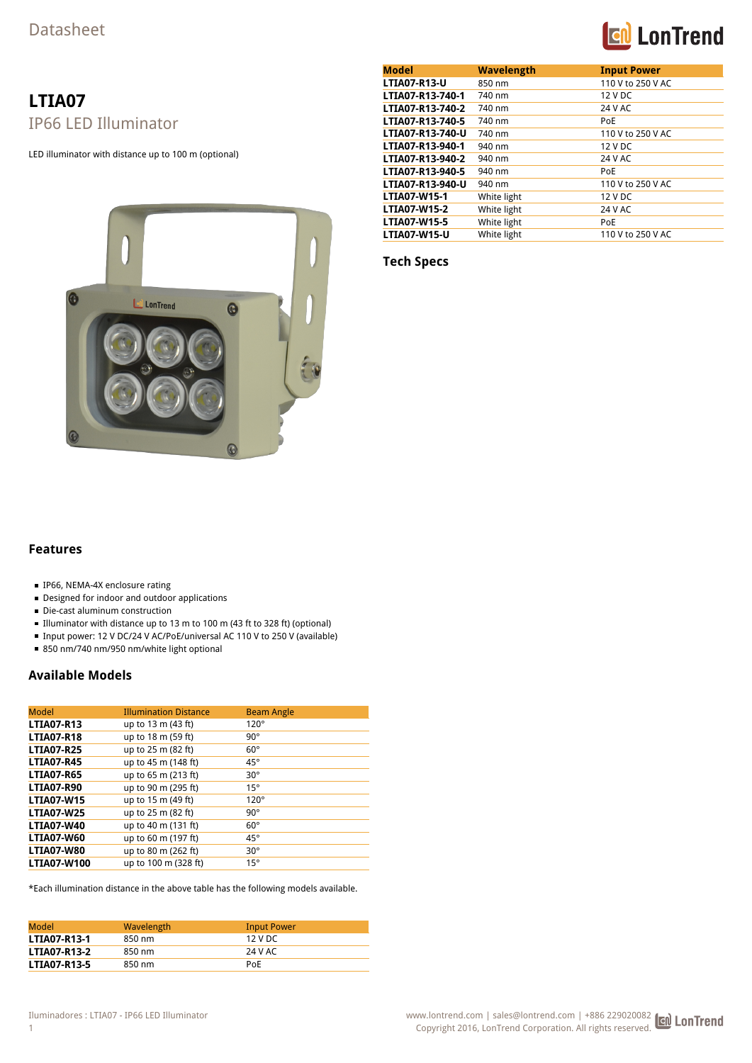Datasheet

# LTIA07

## IP66 LED Illuminator

LED illuminator with distance up to 100 m (optional)

### Features

- IP66, NEMA-4X enclosure rating
- Designed for indoor and outdoor applications
- Die-cast aluminum construction
- Illuminator with distance up to 13 m to 100 m (43 ft to 328 ft) (optional)
- Input power: 12 V DC/24 V AC/PoE/universal AC 110 V to 250 V (available)
- 850 nm/740 nm/950 nm/white light optional

### Available Models

| Model | Illumination Distance | Beam Angle |
|---|---|---|
| **LTIA07-R13** | up to 13 m (43 ft) | 120° |
| **LTIA07-R18** | up to 18 m (59 ft) | 90° |
| **LTIA07-R25** | up to 25 m (82 ft) | 60° |
| **LTIA07-R45** | up to 45 m (148 ft) | 45° |
| **LTIA07-R65** | up to 65 m (213 ft) | 30° |
| **LTIA07-R90** | up to 90 m (295 ft) | 15° |
| **LTIA07-W15** | up to 15 m (49 ft) | 120° |
| **LTIA07-W25** | up to 25 m (82 ft) | 90° |
| **LTIA07-W40** | up to 40 m (131 ft) | 60° |
| **LTIA07-W60** | up to 60 m (197 ft) | 45° |
| **LTIA07-W80** | up to 80 m (262 ft) | 30° |
| **LTIA07-W100** | up to 100 m (328 ft) | 15° |

*Each illumination distance in the above table has the following models available.

| Model | Wavelength | Input Power |
|---|---|---|
| **LTIA07-R13-1** | 850 nm | 12 V DC |
| **LTIA07-R13-2** | 850 nm | 24 V AC |
| **LTIA07-R13-5** | 850 nm | PoE |
| **LTIA07-R13-U** | 850 nm | 110 V to 250 V AC |
| **LTIA07-R13-740-1** | 740 nm | 12 V DC |
| **LTIA07-R13-740-2** | 740 nm | 24 V AC |
| **LTIA07-R13-740-5** | 740 nm | PoE |
| **LTIA07-R13-740-U** | 740 nm | 110 V to 250 V AC |
| **LTIA07-R13-940-1** | 940 nm | 12 V DC |
| **LTIA07-R13-940-2** | 940 nm | 24 V AC |
| **LTIA07-R13-940-5** | 940 nm | PoE |
| **LTIA07-R13-940-U** | 940 nm | 110 V to 250 V AC |
| **LTIA07-W15-1** | White light | 12 V DC |
| **LTIA07-W15-2** | White light | 24 V AC |
| **LTIA07-W15-5** | White light | PoE |
| **LTIA07-W15-U** | White light | 110 V to 250 V AC |

### Tech Specs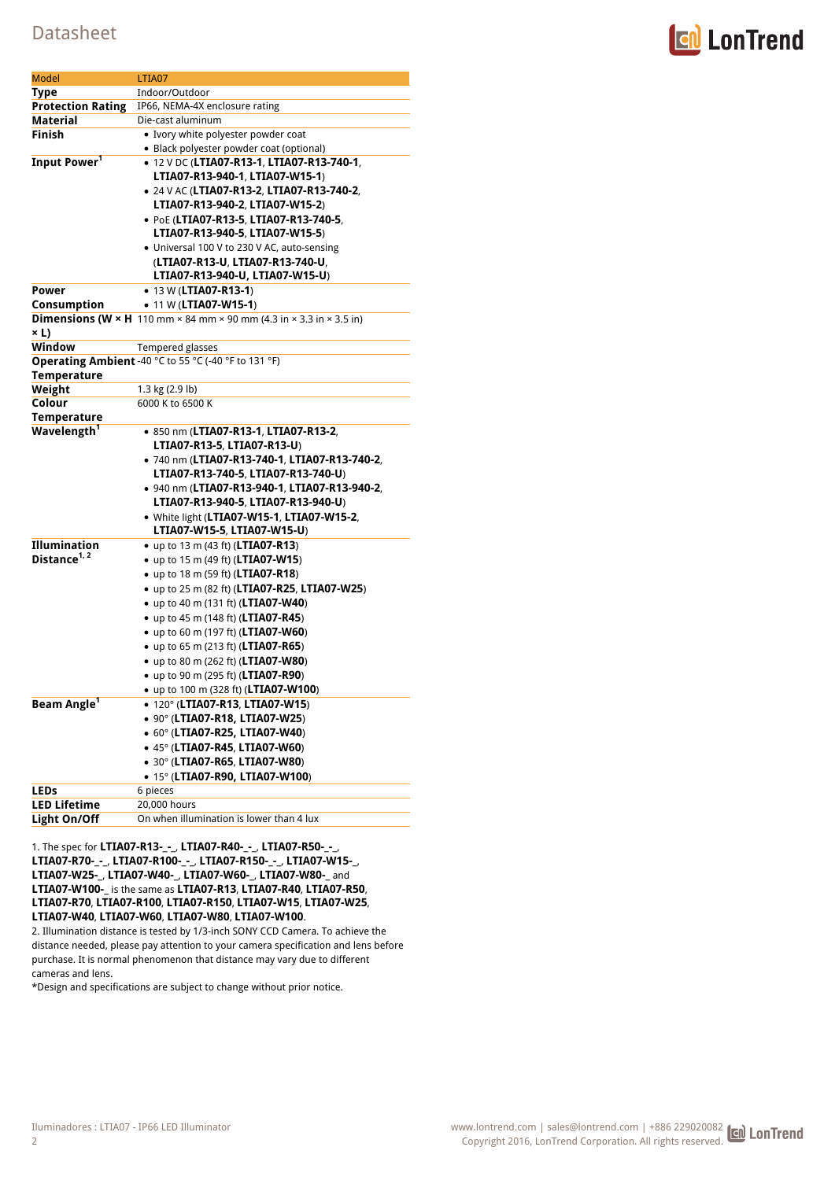# Datasheet

| Model | LTIA07 |
|---|---|
| **Type** | Indoor/Outdoor |
| **Protection Rating** | IP66, NEMA-4X enclosure rating |
| **Material** | Die-cast aluminum |
| **Finish** | • Ivory white polyester powder coat<br>• Black polyester powder coat (optional) |
| **Input Power**[1] | • 12 V DC (**LTIA07-R13-1**, **LTIA07-R13-740-1**, **LTIA07-R13-940-1**, **LTIA07-W15-1**)<br>• 24 V AC (**LTIA07-R13-2**, **LTIA07-R13-740-2**, **LTIA07-R13-940-2**, **LTIA07-W15-2**)<br>• PoE (**LTIA07-R13-5**, **LTIA07-R13-740-5**, **LTIA07-R13-940-5**, **LTIA07-W15-5**)<br>• Universal 100 V to 230 V AC, auto-sensing (**LTIA07-R13-U**, **LTIA07-R13-740-U**, **LTIA07-R13-940-U, LTIA07-W15-U**) |
| **Power Consumption** | • 13 W (**LTIA07-R13-1**)<br>• 11 W (**LTIA07-W15-1**) |
| **Dimensions (W × H × L)** | 110 mm × 84 mm × 90 mm (4.3 in × 3.3 in × 3.5 in) |
| **Window** | Tempered glasses |
| **Operating Ambient Temperature** | -40 °C to 55 °C (-40 °F to 131 °F) |
| **Weight** | 1.3 kg (2.9 lb) |
| **Colour Temperature** | 6000 K to 6500 K |
| **Wavelength**[1] | • 850 nm (**LTIA07-R13-1**, **LTIA07-R13-2**, **LTIA07-R13-5**, **LTIA07-R13-U**)<br>• 740 nm (**LTIA07-R13-740-1**, **LTIA07-R13-740-2**, **LTIA07-R13-740-5**, **LTIA07-R13-740-U**)<br>• 940 nm (**LTIA07-R13-940-1**, **LTIA07-R13-940-2**, **LTIA07-R13-940-5**, **LTIA07-R13-940-U**)<br>• White light (**LTIA07-W15-1**, **LTIA07-W15-2**, **LTIA07-W15-5**, **LTIA07-W15-U**) |
| **Illumination Distance**[1, 2] | • up to 13 m (43 ft) (**LTIA07-R13**)<br>• up to 15 m (49 ft) (**LTIA07-W15**)<br>• up to 18 m (59 ft) (**LTIA07-R18**)<br>• up to 25 m (82 ft) (**LTIA07-R25**, **LTIA07-W25**)<br>• up to 40 m (131 ft) (**LTIA07-W40**)<br>• up to 45 m (148 ft) (**LTIA07-R45**)<br>• up to 60 m (197 ft) (**LTIA07-W60**)<br>• up to 65 m (213 ft) (**LTIA07-R65**)<br>• up to 80 m (262 ft) (**LTIA07-W80**)<br>• up to 90 m (295 ft) (**LTIA07-R90**)<br>• up to 100 m (328 ft) (**LTIA07-W100**) |
| **Beam Angle**[1] | • 120° (**LTIA07-R13**, **LTIA07-W15**)<br>• 90° (**LTIA07-R18, LTIA07-W25**)<br>• 60° (**LTIA07-R25, LTIA07-W40**)<br>• 45° (**LTIA07-R45, LTIA07-W60**)<br>• 30° (**LTIA07-R65, LTIA07-W80**)<br>• 15° (**LTIA07-R90, LTIA07-W100**) |
| **LEDs** | 6 pieces |
| **LED Lifetime** | 20,000 hours |
| **Light On/Off** | On when illumination is lower than 4 lux |

1. The spec for **LTIA07-R13-_-_**, **LTIA07-R40-_-_**, **LTIA07-R50-_-_**, **LTIA07-R70-_-_**, **LTIA07-R100-_-_**, **LTIA07-R150-_-_**, **LTIA07-W15-_**, **LTIA07-W25-_**, **LTIA07-W40-_**, **LTIA07-W60-_**, **LTIA07-W80-_** and **LTIA07-W100-_** is the same as **LTIA07-R13**, **LTIA07-R40**, **LTIA07-R50**, **LTIA07-R70**, **LTIA07-R100**, **LTIA07-R150**, **LTIA07-W15**, **LTIA07-W25**, **LTIA07-W40**, **LTIA07-W60**, **LTIA07-W80**, **LTIA07-W100**.
2. Illumination distance is tested by 1/3-inch SONY CCD Camera. To achieve the distance needed, please pay attention to your camera specification and lens before purchase. It is normal phenomenon that distance may vary due to different cameras and lens.

*Design and specifications are subject to change without prior notice.